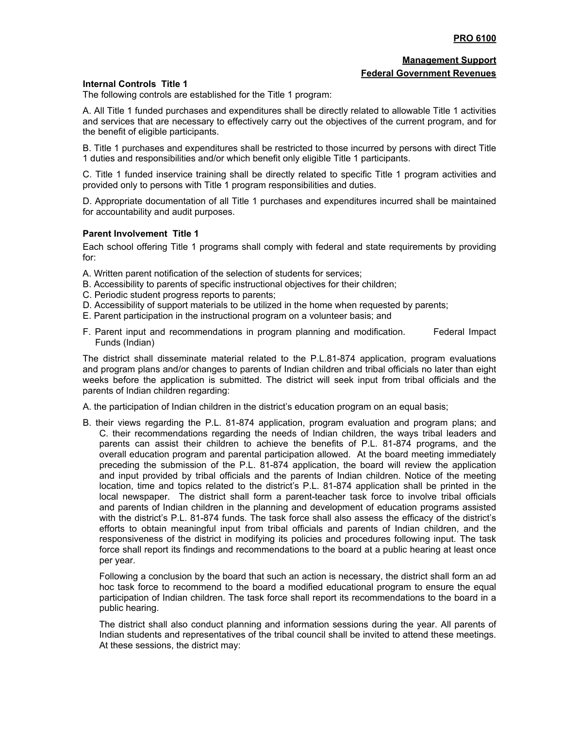**PRO 6100**

**Management Support**

**Federal Government Revenues**

**Internal Controls Title 1**

The following controls are established for the Title 1 program:

A. All Title 1 funded purchases and expenditures shall be directly related to allowable Title 1 activities and services that are necessary to effectively carry out the objectives of the current program, and for the benefit of eligible participants.

B. Title 1 purchases and expenditures shall be restricted to those incurred by persons with direct Title 1 duties and responsibilities and/or which benefit only eligible Title 1 participants.

C. Title 1 funded inservice training shall be directly related to specific Title 1 program activities and provided only to persons with Title 1 program responsibilities and duties.

D. Appropriate documentation of all Title 1 purchases and expenditures incurred shall be maintained for accountability and audit purposes.

**Parent Involvement Title 1**

Each school offering Title 1 programs shall comply with federal and state requirements by providing for:

A. Written parent notification of the selection of students for services;
B. Accessibility to parents of specific instructional objectives for their children;
C. Periodic student progress reports to parents;
D. Accessibility of support materials to be utilized in the home when requested by parents;
E. Parent participation in the instructional program on a volunteer basis; and
F. Parent input and recommendations in program planning and modification. Federal Impact Funds (Indian)

The district shall disseminate material related to the P.L.81-874 application, program evaluations and program plans and/or changes to parents of Indian children and tribal officials no later than eight weeks before the application is submitted. The district will seek input from tribal officials and the parents of Indian children regarding:

A. the participation of Indian children in the district's education program on an equal basis;

B. their views regarding the P.L. 81-874 application, program evaluation and program plans; and C. their recommendations regarding the needs of Indian children, the ways tribal leaders and parents can assist their children to achieve the benefits of P.L. 81-874 programs, and the overall education program and parental participation allowed. At the board meeting immediately preceding the submission of the P.L. 81-874 application, the board will review the application and input provided by tribal officials and the parents of Indian children. Notice of the meeting location, time and topics related to the district's P.L. 81-874 application shall be printed in the local newspaper. The district shall form a parent-teacher task force to involve tribal officials and parents of Indian children in the planning and development of education programs assisted with the district's P.L. 81-874 funds. The task force shall also assess the efficacy of the district's efforts to obtain meaningful input from tribal officials and parents of Indian children, and the responsiveness of the district in modifying its policies and procedures following input. The task force shall report its findings and recommendations to the board at a public hearing at least once per year.

Following a conclusion by the board that such an action is necessary, the district shall form an ad hoc task force to recommend to the board a modified educational program to ensure the equal participation of Indian children. The task force shall report its recommendations to the board in a public hearing.

The district shall also conduct planning and information sessions during the year. All parents of Indian students and representatives of the tribal council shall be invited to attend these meetings. At these sessions, the district may: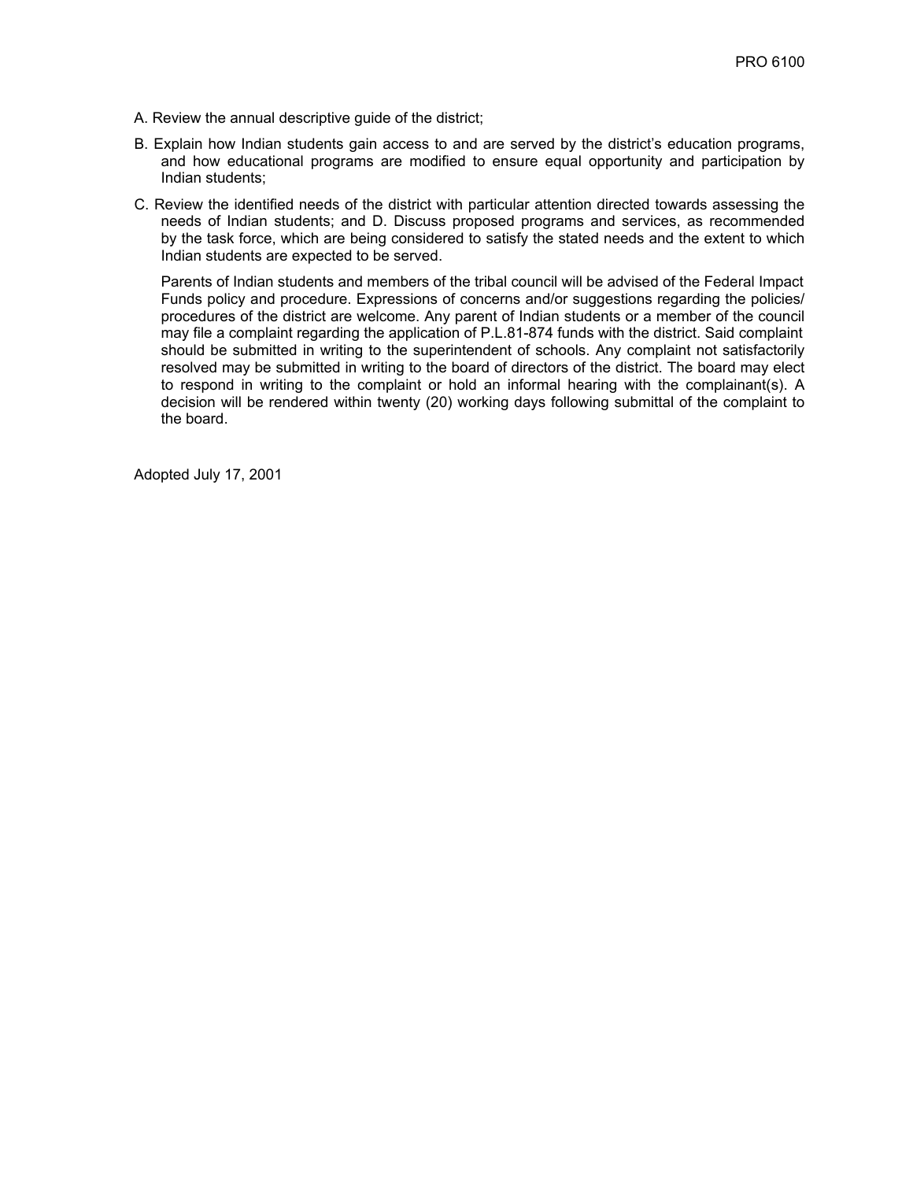A. Review the annual descriptive guide of the district;

B. Explain how Indian students gain access to and are served by the district's education programs, and how educational programs are modified to ensure equal opportunity and participation by Indian students;

C. Review the identified needs of the district with particular attention directed towards assessing the needs of Indian students; and D. Discuss proposed programs and services, as recommended by the task force, which are being considered to satisfy the stated needs and the extent to which Indian students are expected to be served.

Parents of Indian students and members of the tribal council will be advised of the Federal Impact Funds policy and procedure. Expressions of concerns and/or suggestions regarding the policies/ procedures of the district are welcome. Any parent of Indian students or a member of the council may file a complaint regarding the application of P.L.81-874 funds with the district. Said complaint should be submitted in writing to the superintendent of schools. Any complaint not satisfactorily resolved may be submitted in writing to the board of directors of the district. The board may elect to respond in writing to the complaint or hold an informal hearing with the complainant(s). A decision will be rendered within twenty (20) working days following submittal of the complaint to the board.

Adopted July 17, 2001